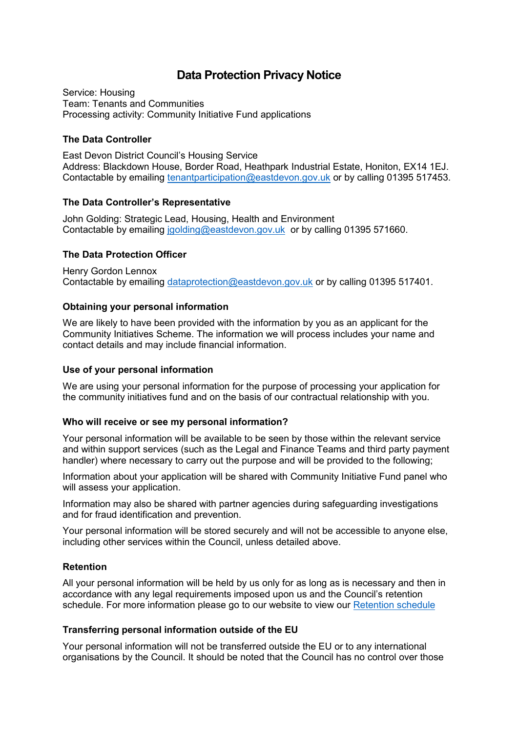# Data Protection Privacy Notice

Service: Housing
Team: Tenants and Communities
Processing activity: Community Initiative Fund applications

### The Data Controller

East Devon District Council's Housing Service
Address: Blackdown House, Border Road, Heathpark Industrial Estate, Honiton, EX14 1EJ.
Contactable by emailing [tenantparticipation@eastdevon.gov.uk](mailto:tenantparticipation@eastdevon.gov.uk) or by calling 01395 517453.

### The Data Controller's Representative

John Golding: Strategic Lead, Housing, Health and Environment
Contactable by emailing [jgolding@eastdevon.gov.uk](mailto:jgolding@eastdevon.gov.uk) or by calling 01395 571660.

### The Data Protection Officer

Henry Gordon Lennox
Contactable by emailing [dataprotection@eastdevon.gov.uk](mailto:dataprotection@eastdevon.gov.uk) or by calling 01395 517401.

### Obtaining your personal information

We are likely to have been provided with the information by you as an applicant for the Community Initiatives Scheme. The information we will process includes your name and contact details and may include financial information.

### Use of your personal information

We are using your personal information for the purpose of processing your application for the community initiatives fund and on the basis of our contractual relationship with you.

### Who will receive or see my personal information?

Your personal information will be available to be seen by those within the relevant service and within support services (such as the Legal and Finance Teams and third party payment handler) where necessary to carry out the purpose and will be provided to the following;

Information about your application will be shared with Community Initiative Fund panel who will assess your application.

Information may also be shared with partner agencies during safeguarding investigations and for fraud identification and prevention.

Your personal information will be stored securely and will not be accessible to anyone else, including other services within the Council, unless detailed above.

### Retention

All your personal information will be held by us only for as long as is necessary and then in accordance with any legal requirements imposed upon us and the Council's retention schedule. For more information please go to our website to view our Retention schedule

### Transferring personal information outside of the EU

Your personal information will not be transferred outside the EU or to any international organisations by the Council. It should be noted that the Council has no control over those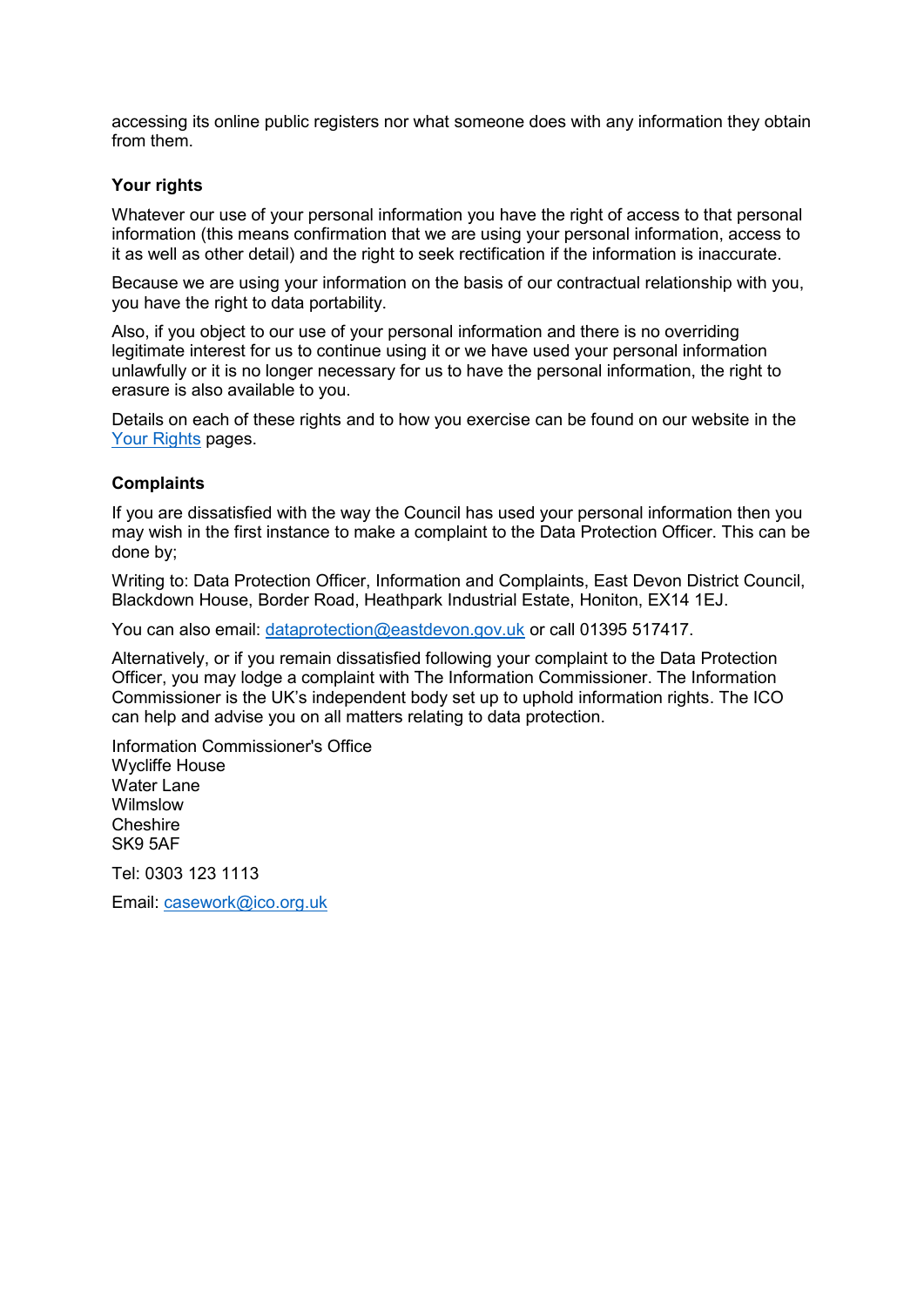accessing its online public registers nor what someone does with any information they obtain from them.

**Your rights**

Whatever our use of your personal information you have the right of access to that personal information (this means confirmation that we are using your personal information, access to it as well as other detail) and the right to seek rectification if the information is inaccurate.

Because we are using your information on the basis of our contractual relationship with you, you have the right to data portability.

Also, if you object to our use of your personal information and there is no overriding legitimate interest for us to continue using it or we have used your personal information unlawfully or it is no longer necessary for us to have the personal information, the right to erasure is also available to you.

Details on each of these rights and to how you exercise can be found on our website in the Your Rights pages.

**Complaints**

If you are dissatisfied with the way the Council has used your personal information then you may wish in the first instance to make a complaint to the Data Protection Officer. This can be done by;

Writing to: Data Protection Officer, Information and Complaints, East Devon District Council, Blackdown House, Border Road, Heathpark Industrial Estate, Honiton, EX14 1EJ.

You can also email: dataprotection@eastdevon.gov.uk or call 01395 517417.

Alternatively, or if you remain dissatisfied following your complaint to the Data Protection Officer, you may lodge a complaint with The Information Commissioner. The Information Commissioner is the UK's independent body set up to uphold information rights. The ICO can help and advise you on all matters relating to data protection.

Information Commissioner's Office  
Wycliffe House  
Water Lane  
Wilmslow  
Cheshire  
SK9 5AF

Tel: 0303 123 1113

Email: casework@ico.org.uk